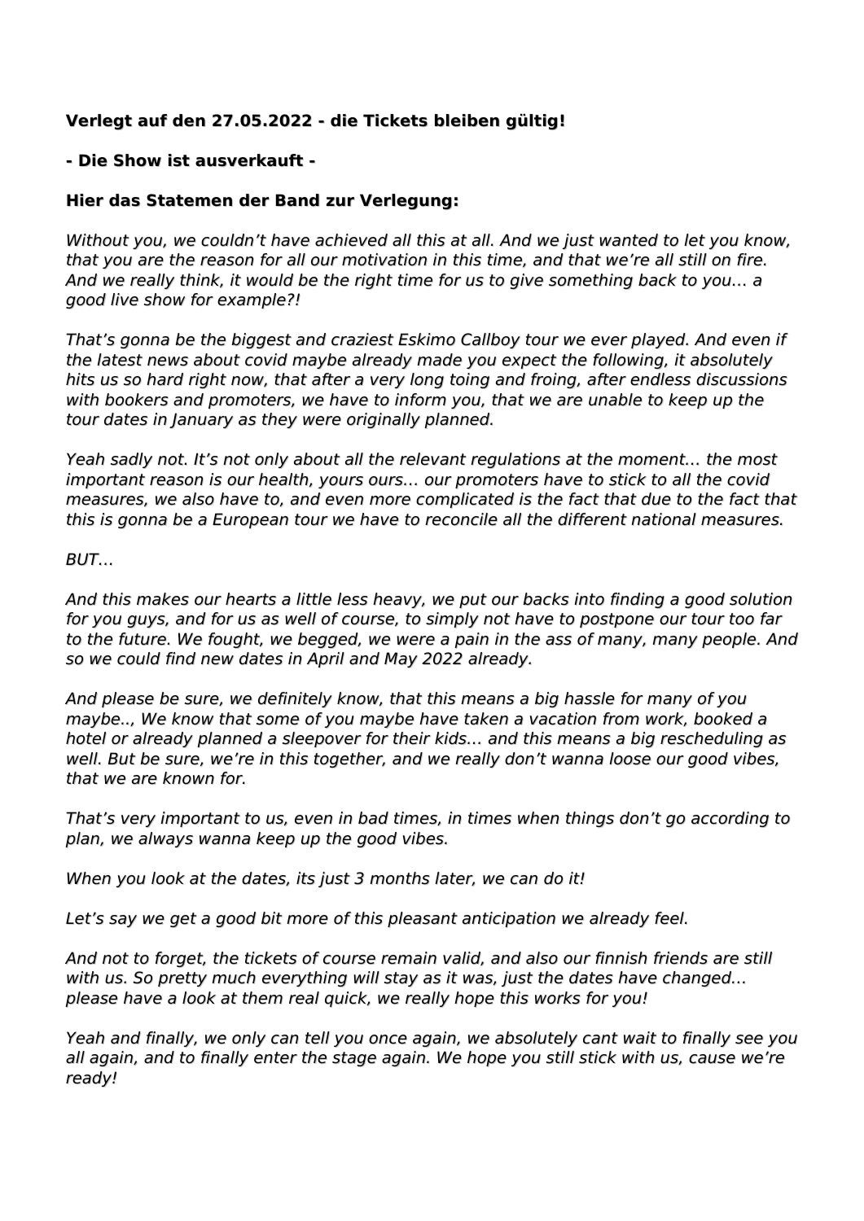**Verlegt auf den 27.05.2022 - die Tickets bleiben gültig!**

**- Die Show ist ausverkauft -**

**Hier das Statemen der Band zur Verlegung:**

*Without you, we couldn't have achieved all this at all. And we just wanted to let you know, that you are the reason for all our motivation in this time, and that we're all still on fire. And we really think, it would be the right time for us to give something back to you… a good live show for example?!*

*That's gonna be the biggest and craziest Eskimo Callboy tour we ever played. And even if the latest news about covid maybe already made you expect the following, it absolutely hits us so hard right now, that after a very long toing and froing, after endless discussions with bookers and promoters, we have to inform you, that we are unable to keep up the tour dates in January as they were originally planned.*

*Yeah sadly not. It's not only about all the relevant regulations at the moment… the most important reason is our health, yours ours… our promoters have to stick to all the covid measures, we also have to, and even more complicated is the fact that due to the fact that this is gonna be a European tour we have to reconcile all the different national measures.*

*BUT…*

*And this makes our hearts a little less heavy, we put our backs into finding a good solution for you guys, and for us as well of course, to simply not have to postpone our tour too far to the future. We fought, we begged, we were a pain in the ass of many, many people. And so we could find new dates in April and May 2022 already.*

*And please be sure, we definitely know, that this means a big hassle for many of you maybe.., We know that some of you maybe have taken a vacation from work, booked a hotel or already planned a sleepover for their kids… and this means a big rescheduling as well. But be sure, we're in this together, and we really don't wanna loose our good vibes, that we are known for.*

*That's very important to us, even in bad times, in times when things don't go according to plan, we always wanna keep up the good vibes.*

*When you look at the dates, its just 3 months later, we can do it!*

*Let's say we get a good bit more of this pleasant anticipation we already feel.*

*And not to forget, the tickets of course remain valid, and also our finnish friends are still with us. So pretty much everything will stay as it was, just the dates have changed… please have a look at them real quick, we really hope this works for you!*

*Yeah and finally, we only can tell you once again, we absolutely cant wait to finally see you all again, and to finally enter the stage again. We hope you still stick with us, cause we're ready!*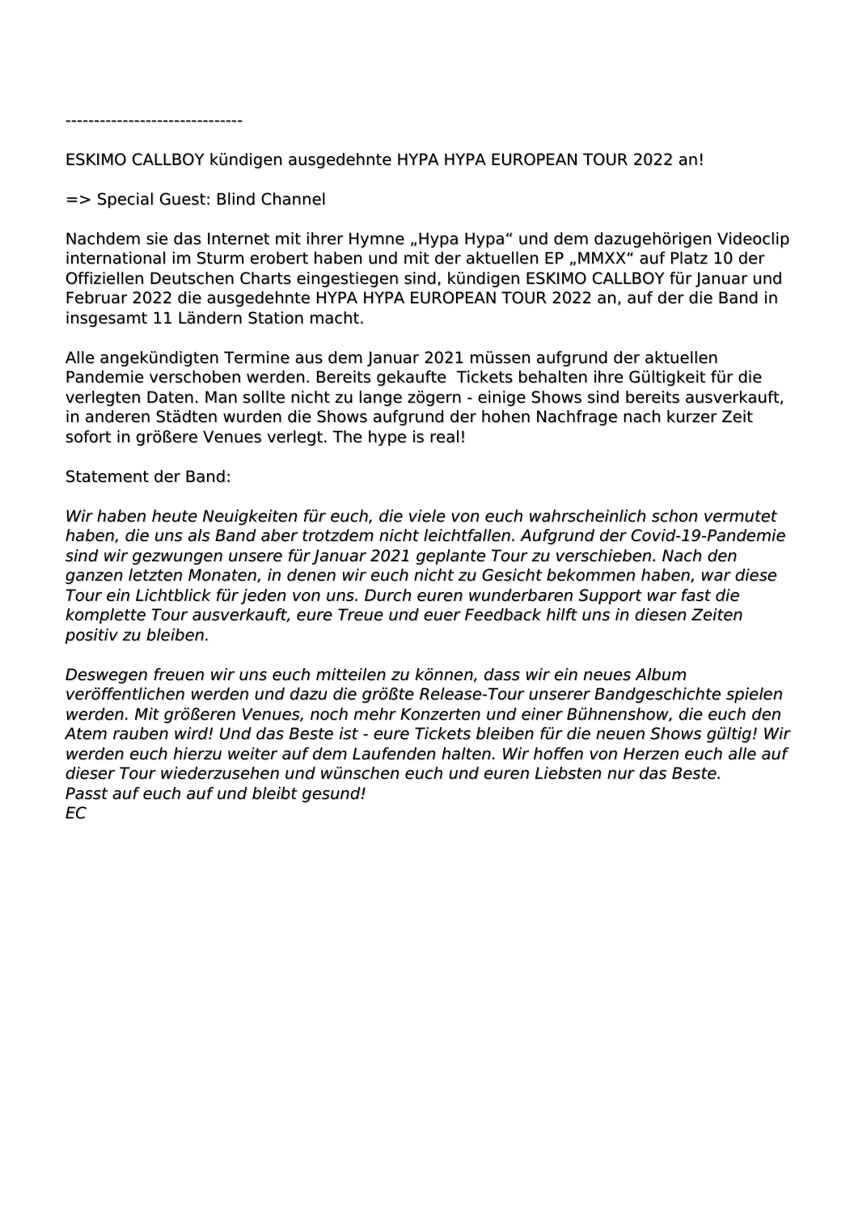--------------------------------

ESKIMO CALLBOY kündigen ausgedehnte HYPA HYPA EUROPEAN TOUR 2022 an!

=> Special Guest: Blind Channel

Nachdem sie das Internet mit ihrer Hymne „Hypa Hypa" und dem dazugehörigen Videoclip international im Sturm erobert haben und mit der aktuellen EP „MMXX" auf Platz 10 der Offiziellen Deutschen Charts eingestiegen sind, kündigen ESKIMO CALLBOY für Januar und Februar 2022 die ausgedehnte HYPA HYPA EUROPEAN TOUR 2022 an, auf der die Band in insgesamt 11 Ländern Station macht.

Alle angekündigten Termine aus dem Januar 2021 müssen aufgrund der aktuellen Pandemie verschoben werden. Bereits gekaufte Tickets behalten ihre Gültigkeit für die verlegten Daten. Man sollte nicht zu lange zögern - einige Shows sind bereits ausverkauft, in anderen Städten wurden die Shows aufgrund der hohen Nachfrage nach kurzer Zeit sofort in größere Venues verlegt. The hype is real!

Statement der Band:

*Wir haben heute Neuigkeiten für euch, die viele von euch wahrscheinlich schon vermutet haben, die uns als Band aber trotzdem nicht leichtfallen. Aufgrund der Covid-19-Pandemie sind wir gezwungen unsere für Januar 2021 geplante Tour zu verschieben. Nach den ganzen letzten Monaten, in denen wir euch nicht zu Gesicht bekommen haben, war diese Tour ein Lichtblick für jeden von uns. Durch euren wunderbaren Support war fast die komplette Tour ausverkauft, eure Treue und euer Feedback hilft uns in diesen Zeiten positiv zu bleiben.*

*Deswegen freuen wir uns euch mitteilen zu können, dass wir ein neues Album veröffentlichen werden und dazu die größte Release-Tour unserer Bandgeschichte spielen werden. Mit größeren Venues, noch mehr Konzerten und einer Bühnenshow, die euch den Atem rauben wird! Und das Beste ist - eure Tickets bleiben für die neuen Shows gültig! Wir werden euch hierzu weiter auf dem Laufenden halten. Wir hoffen von Herzen euch alle auf dieser Tour wiederzusehen und wünschen euch und euren Liebsten nur das Beste.*
*Passt auf euch auf und bleibt gesund!*
*EC*